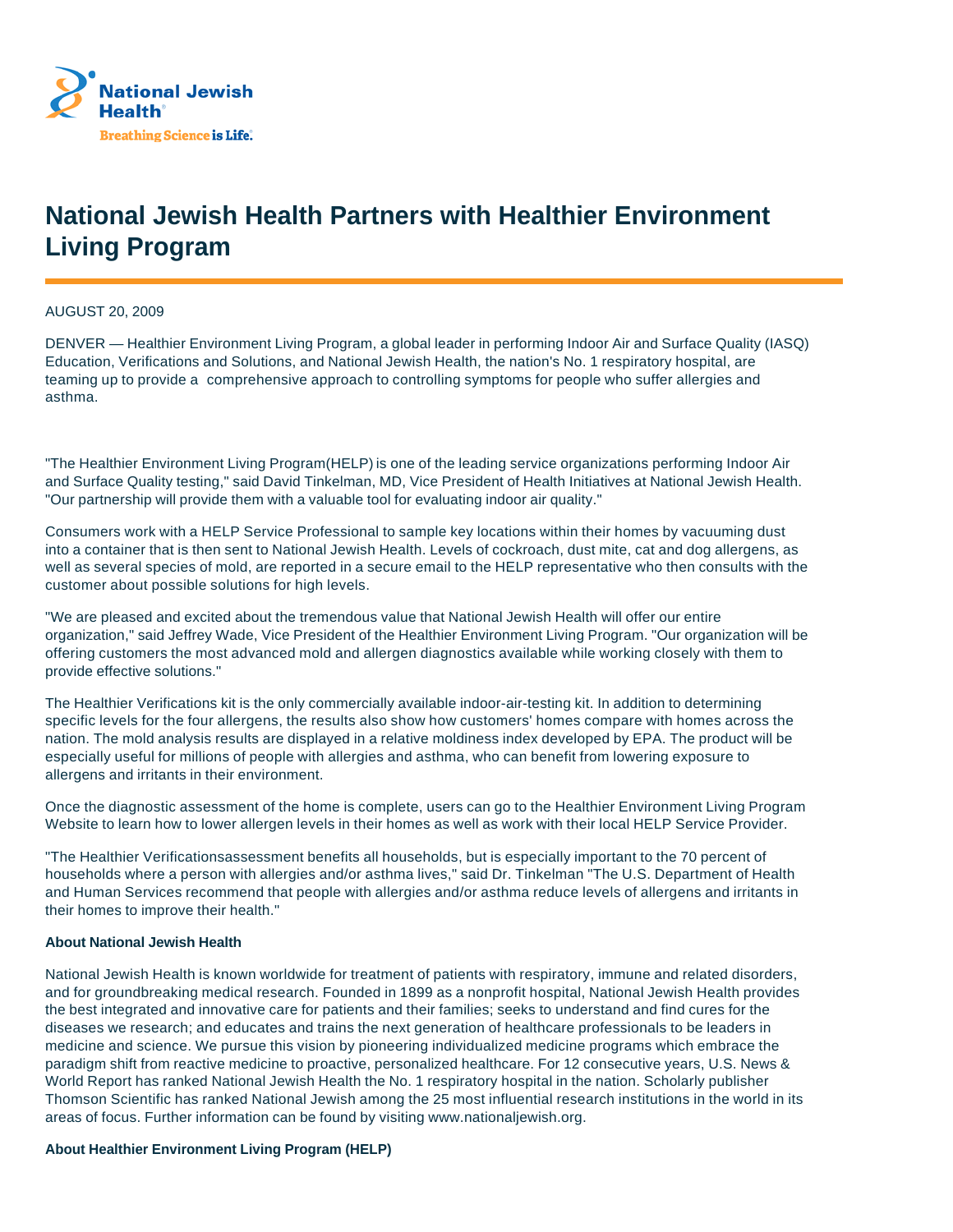National Jewish Health

Breathing Science is Life.

# National Jewish Health Partners with Healthier Environment Living Program

AUGUST 20, 2009

DENVER — Healthier Environment Living Program, a global leader in performing Indoor Air and Surface Quality (IASQ) Education, Verifications and Solutions, and National Jewish Health, the nation's No. 1 respiratory hospital, are teaming up to provide a comprehensive approach to controlling symptoms for people who suffer allergies and asthma.

"The Healthier Environment Living Program(HELP) is one of the leading service organizations performing Indoor Air and Surface Quality testing," said David Tinkelman, MD, Vice President of Health Initiatives at National Jewish Health. "Our partnership will provide them with a valuable tool for evaluating indoor air quality."

Consumers work with a HELP Service Professional to sample key locations within their homes by vacuuming dust into a container that is then sent to National Jewish Health. Levels of cockroach, dust mite, cat and dog allergens, as well as several species of mold, are reported in a secure email to the HELP representative who then consults with the customer about possible solutions for high levels.

"We are pleased and excited about the tremendous value that National Jewish Health will offer our entire organization," said Jeffrey Wade, Vice President of the Healthier Environment Living Program. "Our organization will be offering customers the most advanced mold and allergen diagnostics available while working closely with them to provide effective solutions."

The Healthier Verifications kit is the only commercially available indoor-air-testing kit. In addition to determining specific levels for the four allergens, the results also show how customers' homes compare with homes across the nation. The mold analysis results are displayed in a relative moldiness index developed by EPA. The product will be especially useful for millions of people with allergies and asthma, who can benefit from lowering exposure to allergens and irritants in their environment.

Once the diagnostic assessment of the home is complete, users can go to the Healthier Environment Living Program Website to learn how to lower allergen levels in their homes as well as work with their local HELP Service Provider.

"The Healthier Verificationsassessment benefits all households, but is especially important to the 70 percent of households where a person with allergies and/or asthma lives," said Dr. Tinkelman "The U.S. Department of Health and Human Services recommend that people with allergies and/or asthma reduce levels of allergens and irritants in their homes to improve their health."

**About National Jewish Health**

National Jewish Health is known worldwide for treatment of patients with respiratory, immune and related disorders, and for groundbreaking medical research. Founded in 1899 as a nonprofit hospital, National Jewish Health provides the best integrated and innovative care for patients and their families; seeks to understand and find cures for the diseases we research; and educates and trains the next generation of healthcare professionals to be leaders in medicine and science. We pursue this vision by pioneering individualized medicine programs which embrace the paradigm shift from reactive medicine to proactive, personalized healthcare. For 12 consecutive years, U.S. News & World Report has ranked National Jewish Health the No. 1 respiratory hospital in the nation. Scholarly publisher Thomson Scientific has ranked National Jewish among the 25 most influential research institutions in the world in its areas of focus. Further information can be found by visiting www.nationaljewish.org.

**About Healthier Environment Living Program (HELP)**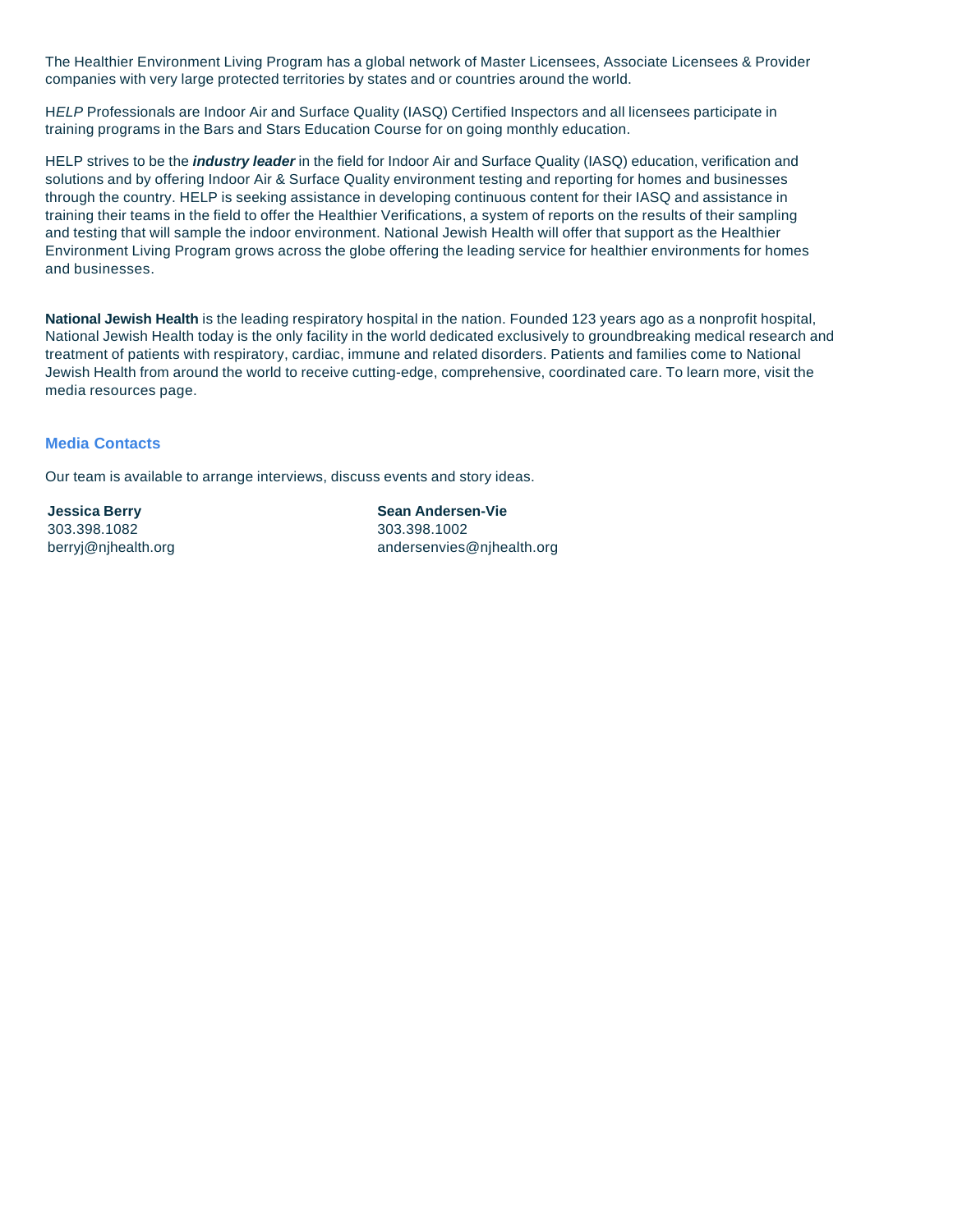The Healthier Environment Living Program has a global network of Master Licensees, Associate Licensees & Provider companies with very large protected territories by states and or countries around the world.

H*ELP* Professionals are Indoor Air and Surface Quality (IASQ) Certified Inspectors and all licensees participate in training programs in the Bars and Stars Education Course for on going monthly education.

HELP strives to be the ***industry leader*** in the field for Indoor Air and Surface Quality (IASQ) education, verification and solutions and by offering Indoor Air & Surface Quality environment testing and reporting for homes and businesses through the country. HELP is seeking assistance in developing continuous content for their IASQ and assistance in training their teams in the field to offer the Healthier Verifications, a system of reports on the results of their sampling and testing that will sample the indoor environment. National Jewish Health will offer that support as the Healthier Environment Living Program grows across the globe offering the leading service for healthier environments for homes and businesses.

**National Jewish Health** is the leading respiratory hospital in the nation. Founded 123 years ago as a nonprofit hospital, National Jewish Health today is the only facility in the world dedicated exclusively to groundbreaking medical research and treatment of patients with respiratory, cardiac, immune and related disorders. Patients and families come to National Jewish Health from around the world to receive cutting-edge, comprehensive, coordinated care. To learn more, visit the media resources page.

### Media Contacts

Our team is available to arrange interviews, discuss events and story ideas.

**Jessica Berry**
303.398.1082
berryj@njhealth.org

**Sean Andersen-Vie**
303.398.1002
andersenvies@njhealth.org